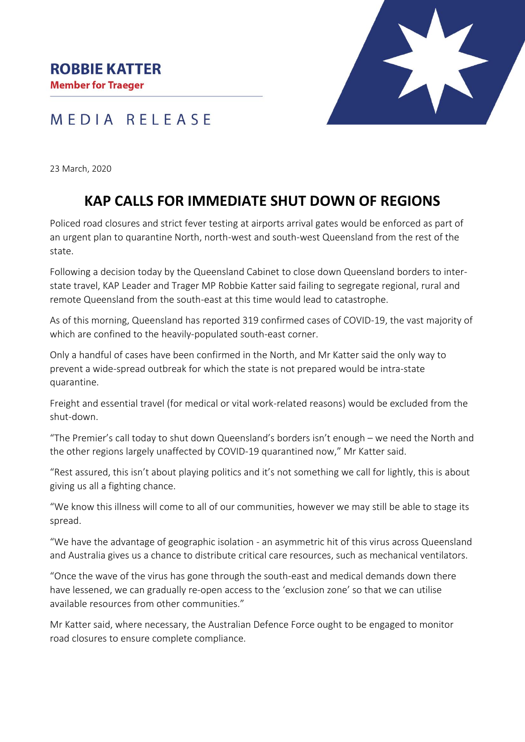**ROBBIE KATTER**
**Member for Traeger**

MEDIA RELEASE

23 March, 2020

# KAP CALLS FOR IMMEDIATE SHUT DOWN OF REGIONS

Policed road closures and strict fever testing at airports arrival gates would be enforced as part of an urgent plan to quarantine North, north-west and south-west Queensland from the rest of the state.

Following a decision today by the Queensland Cabinet to close down Queensland borders to inter-state travel, KAP Leader and Trager MP Robbie Katter said failing to segregate regional, rural and remote Queensland from the south-east at this time would lead to catastrophe.

As of this morning, Queensland has reported 319 confirmed cases of COVID-19, the vast majority of which are confined to the heavily-populated south-east corner.

Only a handful of cases have been confirmed in the North, and Mr Katter said the only way to prevent a wide-spread outbreak for which the state is not prepared would be intra-state quarantine.

Freight and essential travel (for medical or vital work-related reasons) would be excluded from the shut-down.

"The Premier's call today to shut down Queensland's borders isn't enough – we need the North and the other regions largely unaffected by COVID-19 quarantined now," Mr Katter said.

"Rest assured, this isn't about playing politics and it's not something we call for lightly, this is about giving us all a fighting chance.

"We know this illness will come to all of our communities, however we may still be able to stage its spread.

"We have the advantage of geographic isolation - an asymmetric hit of this virus across Queensland and Australia gives us a chance to distribute critical care resources, such as mechanical ventilators.

"Once the wave of the virus has gone through the south-east and medical demands down there have lessened, we can gradually re-open access to the 'exclusion zone' so that we can utilise available resources from other communities."

Mr Katter said, where necessary, the Australian Defence Force ought to be engaged to monitor road closures to ensure complete compliance.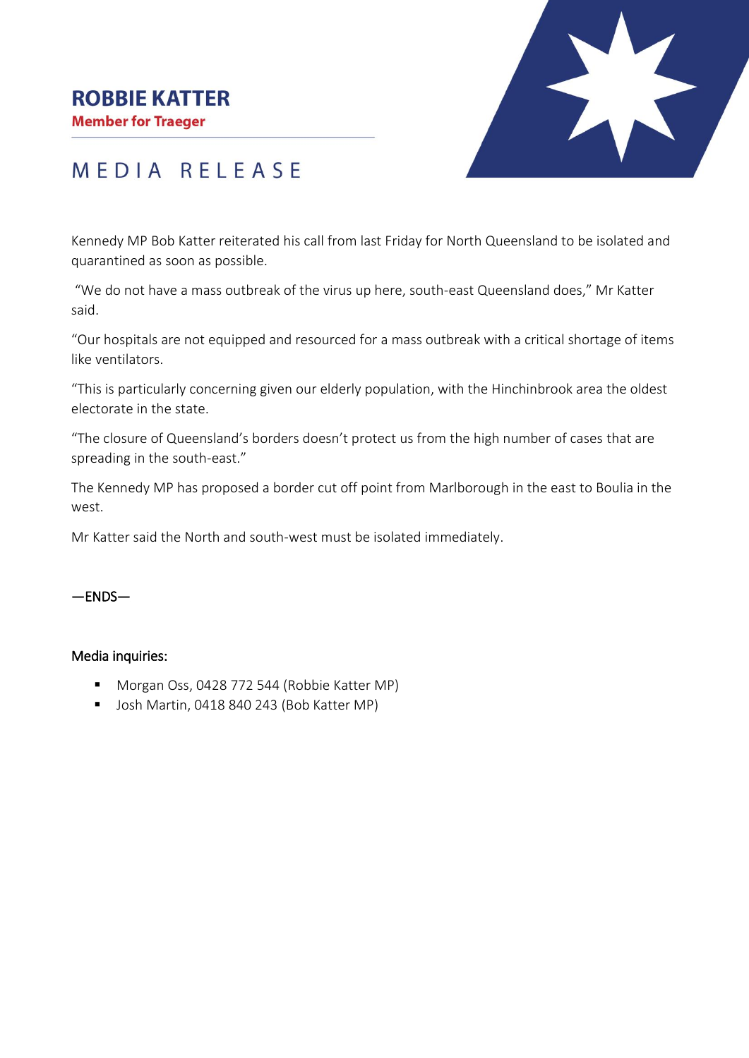# ROBBIE KATTER

**Member for Traeger**

## MEDIA RELEASE

Kennedy MP Bob Katter reiterated his call from last Friday for North Queensland to be isolated and quarantined as soon as possible.

"We do not have a mass outbreak of the virus up here, south-east Queensland does," Mr Katter said.

"Our hospitals are not equipped and resourced for a mass outbreak with a critical shortage of items like ventilators.

"This is particularly concerning given our elderly population, with the Hinchinbrook area the oldest electorate in the state.

"The closure of Queensland's borders doesn't protect us from the high number of cases that are spreading in the south-east."

The Kennedy MP has proposed a border cut off point from Marlborough in the east to Boulia in the west.

Mr Katter said the North and south-west must be isolated immediately.

—ENDS—

**Media inquiries:**

- Morgan Oss, 0428 772 544 (Robbie Katter MP)
- Josh Martin, 0418 840 243 (Bob Katter MP)